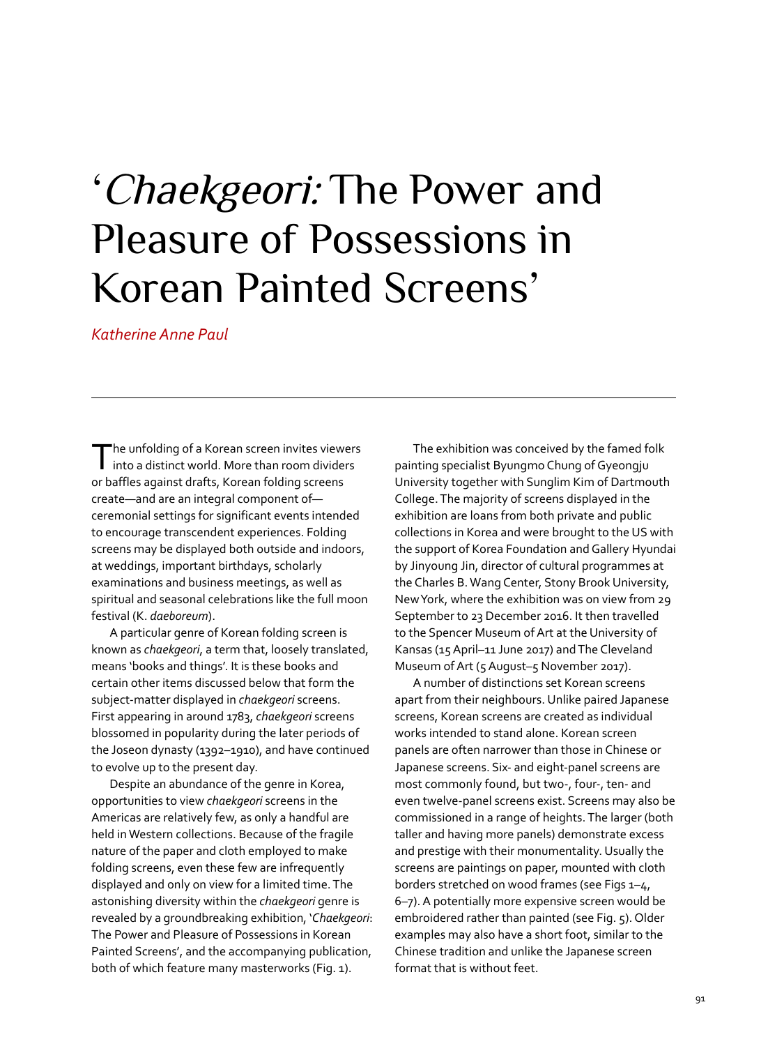# '*Chaekgeori:* The Power and Pleasure of Possessions in Korean Painted Screens'

*Katherine Anne Paul*

The unfolding of a Korean screen invites viewers into a distinct world. More than room dividers or baffles against drafts, Korean folding screens create—and are an integral component of—ceremonial settings for significant events intended to encourage transcendent experiences. Folding screens may be displayed both outside and indoors, at weddings, important birthdays, scholarly examinations and business meetings, as well as spiritual and seasonal celebrations like the full moon festival (K. *daeboreum*).

A particular genre of Korean folding screen is known as *chaekgeori*, a term that, loosely translated, means 'books and things'. It is these books and certain other items discussed below that form the subject-matter displayed in *chaekgeori* screens. First appearing in around 1783, *chaekgeori* screens blossomed in popularity during the later periods of the Joseon dynasty (1392–1910), and have continued to evolve up to the present day.

Despite an abundance of the genre in Korea, opportunities to view *chaekgeori* screens in the Americas are relatively few, as only a handful are held in Western collections. Because of the fragile nature of the paper and cloth employed to make folding screens, even these few are infrequently displayed and only on view for a limited time. The astonishing diversity within the *chaekgeori* genre is revealed by a groundbreaking exhibition, '*Chaekgeori*: The Power and Pleasure of Possessions in Korean Painted Screens', and the accompanying publication, both of which feature many masterworks (Fig. 1).

The exhibition was conceived by the famed folk painting specialist Byungmo Chung of Gyeongju University together with Sunglim Kim of Dartmouth College. The majority of screens displayed in the exhibition are loans from both private and public collections in Korea and were brought to the US with the support of Korea Foundation and Gallery Hyundai by Jinyoung Jin, director of cultural programmes at the Charles B. Wang Center, Stony Brook University, New York, where the exhibition was on view from 29 September to 23 December 2016. It then travelled to the Spencer Museum of Art at the University of Kansas (15 April–11 June 2017) and The Cleveland Museum of Art (5 August–5 November 2017).

A number of distinctions set Korean screens apart from their neighbours. Unlike paired Japanese screens, Korean screens are created as individual works intended to stand alone. Korean screen panels are often narrower than those in Chinese or Japanese screens. Six- and eight-panel screens are most commonly found, but two-, four-, ten- and even twelve-panel screens exist. Screens may also be commissioned in a range of heights. The larger (both taller and having more panels) demonstrate excess and prestige with their monumentality. Usually the screens are paintings on paper, mounted with cloth borders stretched on wood frames (see Figs 1–4, 6–7). A potentially more expensive screen would be embroidered rather than painted (see Fig. 5). Older examples may also have a short foot, similar to the Chinese tradition and unlike the Japanese screen format that is without feet.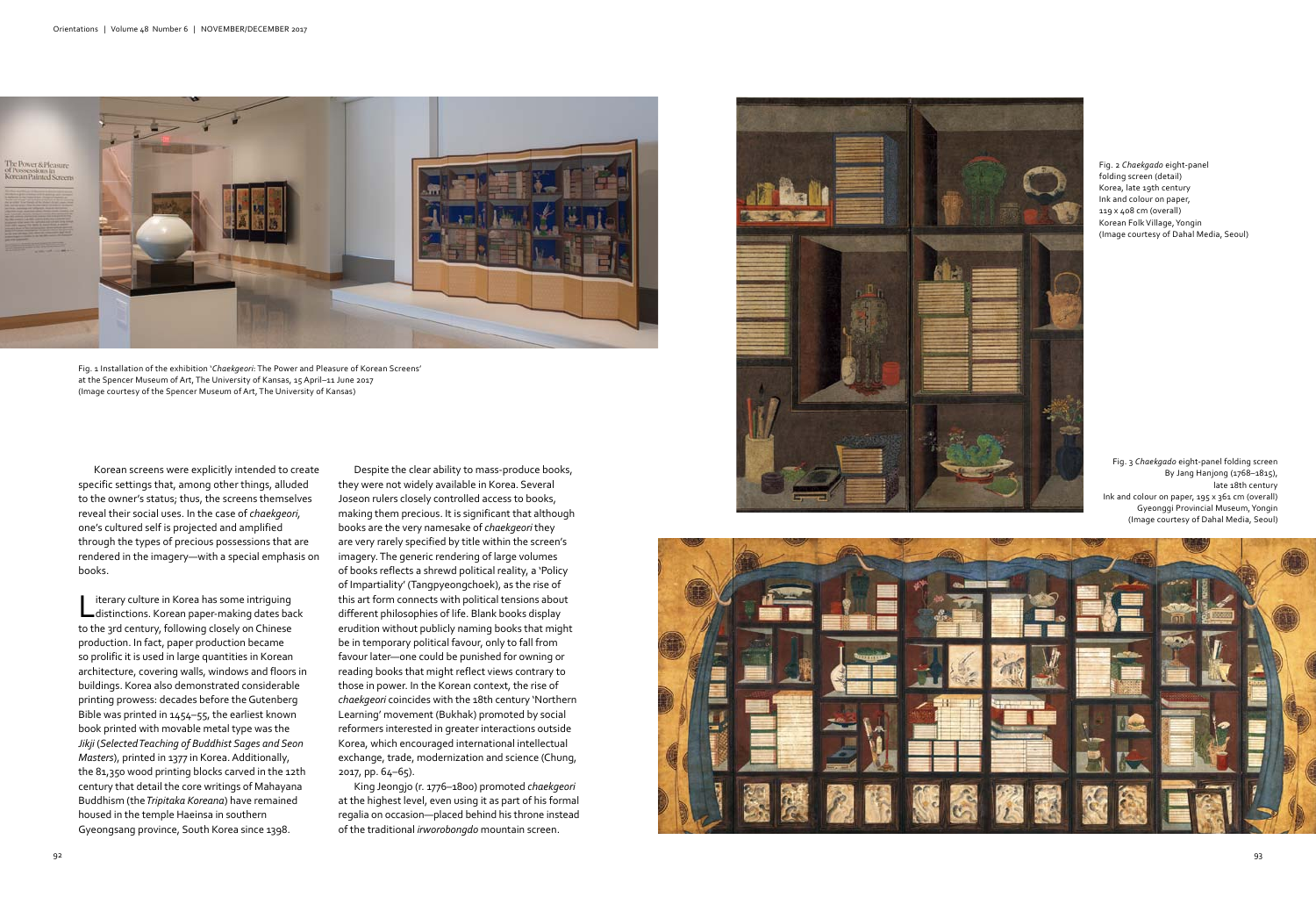Fig. 1 Installation of the exhibition '*Chaekgeori*: The Power and Pleasure of Korean Screens' at the Spencer Museum of Art, The University of Kansas, 15 April–11 June 2017 (Image courtesy of the Spencer Museum of Art, The University of Kansas)

Fig. 2 *Chaekgado* eight-panel folding screen (detail)
Korea, late 19th century
Ink and colour on paper,
119 x 408 cm (overall)
Korean Folk Village, Yongin
(Image courtesy of Dahal Media, Seoul)

Fig. 3 *Chaekgado* eight-panel folding screen
By Jang Hanjong (1768–1815),
late 18th century
Ink and colour on paper, 195 x 361 cm (overall)
Gyeonggi Provincial Museum, Yongin
(Image courtesy of Dahal Media, Seoul)

Korean screens were explicitly intended to create specific settings that, among other things, alluded to the owner's status; thus, the screens themselves reveal their social uses. In the case of *chaekgeori*, one's cultured self is projected and amplified through the types of precious possessions that are rendered in the imagery—with a special emphasis on books.

Literary culture in Korea has some intriguing distinctions. Korean paper-making dates back to the 3rd century, following closely on Chinese production. In fact, paper production became so prolific it is used in large quantities in Korean architecture, covering walls, windows and floors in buildings. Korea also demonstrated considerable printing prowess: decades before the Gutenberg Bible was printed in 1454–55, the earliest known book printed with movable metal type was the *Jikji* (*Selected Teaching of Buddhist Sages and Seon Masters*), printed in 1377 in Korea. Additionally, the 81,350 wood printing blocks carved in the 12th century that detail the core writings of Mahayana Buddhism (the *Tripitaka Koreana*) have remained housed in the temple Haeinsa in southern Gyeongsang province, South Korea since 1398.

Despite the clear ability to mass-produce books, they were not widely available in Korea. Several Joseon rulers closely controlled access to books, making them precious. It is significant that although books are the very namesake of *chaekgeori* they are very rarely specified by title within the screen's imagery. The generic rendering of large volumes of books reflects a shrewd political reality, a 'Policy of Impartiality' (Tangpyeongchoek), as the rise of this art form connects with political tensions about different philosophies of life. Blank books display erudition without publicly naming books that might be in temporary political favour, only to fall from favour later—one could be punished for owning or reading books that might reflect views contrary to those in power. In the Korean context, the rise of *chaekgeori* coincides with the 18th century 'Northern Learning' movement (Bukhak) promoted by social reformers interested in greater interactions outside Korea, which encouraged international intellectual exchange, trade, modernization and science (Chung, 2017, pp. 64–65).

King Jeongjo (r. 1776–1800) promoted *chaekgeori* at the highest level, even using it as part of his formal regalia on occasion—placed behind his throne instead of the traditional *irworobongdo* mountain screen.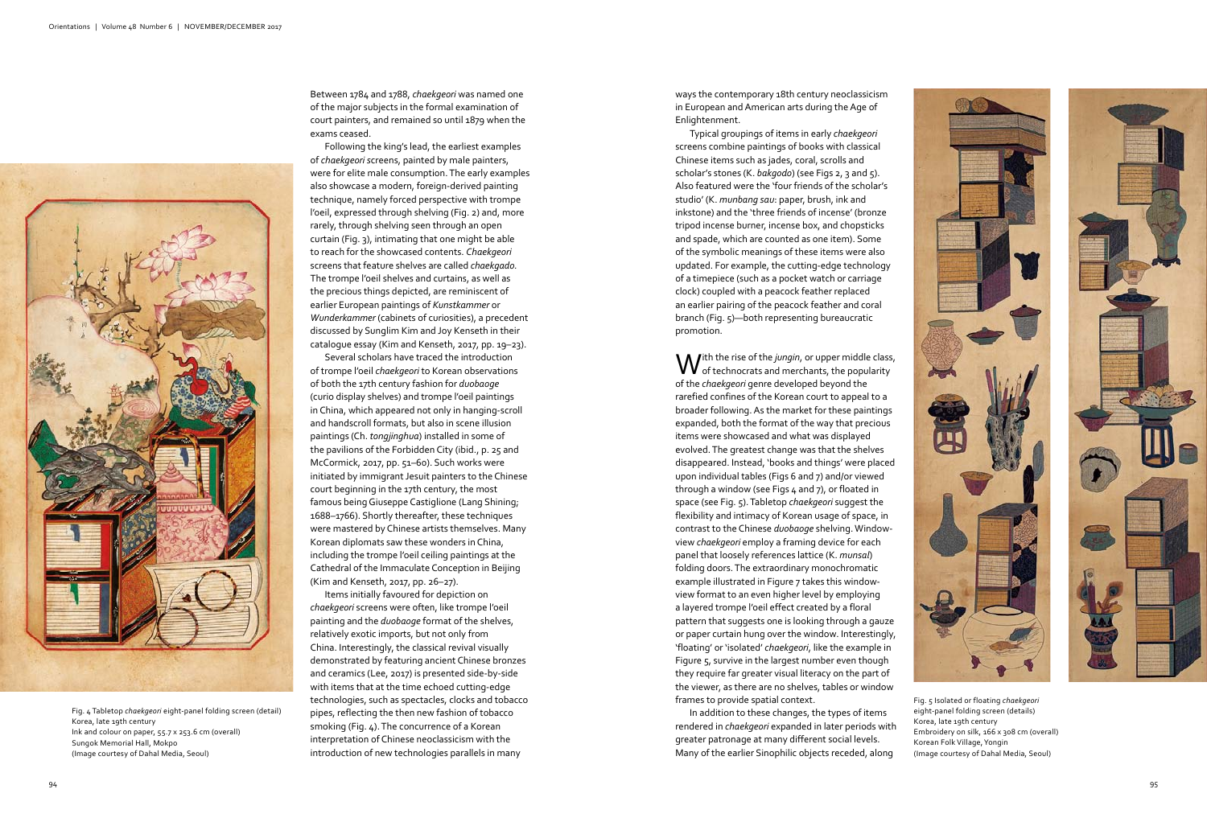Between 1784 and 1788, *chaekgeori* was named one of the major subjects in the formal examination of court painters, and remained so until 1879 when the exams ceased.

Following the king's lead, the earliest examples of *chaekgeori* screens, painted by male painters, were for elite male consumption. The early examples also showcase a modern, foreign-derived painting technique, namely forced perspective with trompe l'oeil, expressed through shelving (Fig. 2) and, more rarely, through shelving seen through an open curtain (Fig. 3), intimating that one might be able to reach for the showcased contents. *Chaekgeori* screens that feature shelves are called *chaekgado*. The trompe l'oeil shelves and curtains, as well as the precious things depicted, are reminiscent of earlier European paintings of *Kunstkammer* or *Wunderkammer* (cabinets of curiosities), a precedent discussed by Sunglim Kim and Joy Kenseth in their catalogue essay (Kim and Kenseth, 2017, pp. 19–23).

Several scholars have traced the introduction of trompe l'oeil *chaekgeori* to Korean observations of both the 17th century fashion for *duobaoge* (curio display shelves) and trompe l'oeil paintings in China, which appeared not only in hanging-scroll and handscroll formats, but also in scene illusion paintings (Ch. *tongjinghua*) installed in some of the pavilions of the Forbidden City (ibid., p. 25 and McCormick, 2017, pp. 51–60). Such works were initiated by immigrant Jesuit painters to the Chinese court beginning in the 17th century, the most famous being Giuseppe Castiglione (Lang Shining; 1688–1766). Shortly thereafter, these techniques were mastered by Chinese artists themselves. Many Korean diplomats saw these wonders in China, including the trompe l'oeil ceiling paintings at the Cathedral of the Immaculate Conception in Beijing (Kim and Kenseth, 2017, pp. 26–27).

Items initially favoured for depiction on *chaekgeori* screens were often, like trompe l'oeil painting and the *duobaoge* format of the shelves, relatively exotic imports, but not only from China. Interestingly, the classical revival visually demonstrated by featuring ancient Chinese bronzes and ceramics (Lee, 2017) is presented side-by-side with items that at the time echoed cutting-edge technologies, such as spectacles, clocks and tobacco pipes, reflecting the then new fashion of tobacco smoking (Fig. 4). The concurrence of a Korean interpretation of Chinese neoclassicism with the introduction of new technologies parallels in many ways the contemporary 18th century neoclassicism in European and American arts during the Age of Enlightenment.

Typical groupings of items in early *chaekgeori* screens combine paintings of books with classical Chinese items such as jades, coral, scrolls and scholar's stones (K. *bakgodo*) (see Figs 2, 3 and 5). Also featured were the 'four friends of the scholar's studio' (K. *munbang sau*: paper, brush, ink and inkstone) and the 'three friends of incense' (bronze tripod incense burner, incense box, and chopsticks and spade, which are counted as one item). Some of the symbolic meanings of these items were also updated. For example, the cutting-edge technology of a timepiece (such as a pocket watch or carriage clock) coupled with a peacock feather replaced an earlier pairing of the peacock feather and coral branch (Fig. 5)—both representing bureaucratic promotion.

With the rise of the *jungin*, or upper middle class, of technocrats and merchants, the popularity of the *chaekgeori* genre developed beyond the rarefied confines of the Korean court to appeal to a broader following. As the market for these paintings expanded, both the format of the way that precious items were showcased and what was displayed evolved. The greatest change was that the shelves disappeared. Instead, 'books and things' were placed upon individual tables (Figs 6 and 7) and/or viewed through a window (see Figs 4 and 7), or floated in space (see Fig. 5). Tabletop *chaekgeori* suggest the flexibility and intimacy of Korean usage of space, in contrast to the Chinese *duobaoge* shelving. Window-view *chaekgeori* employ a framing device for each panel that loosely references lattice (K. *munsal*) folding doors. The extraordinary monochromatic example illustrated in Figure 7 takes this window-view format to an even higher level by employing a layered trompe l'oeil effect created by a floral pattern that suggests one is looking through a gauze or paper curtain hung over the window. Interestingly, 'floating' or 'isolated' *chaekgeori*, like the example in Figure 5, survive in the largest number even though they require far greater visual literacy on the part of the viewer, as there are no shelves, tables or window frames to provide spatial context.

In addition to these changes, the types of items rendered in *chaekgeori* expanded in later periods with greater patronage at many different social levels. Many of the earlier Sinophilic objects receded, along

Fig. 4 Tabletop *chaekgeori* eight-panel folding screen (detail)
Korea, late 19th century
Ink and colour on paper, 55.7 x 253.6 cm (overall)
Sungok Memorial Hall, Mokpo
(Image courtesy of Dahal Media, Seoul)

Fig. 5 Isolated or floating *chaekgeori* eight-panel folding screen (details)
Korea, late 19th century
Embroidery on silk, 166 x 308 cm (overall)
Korean Folk Village, Yongin
(Image courtesy of Dahal Media, Seoul)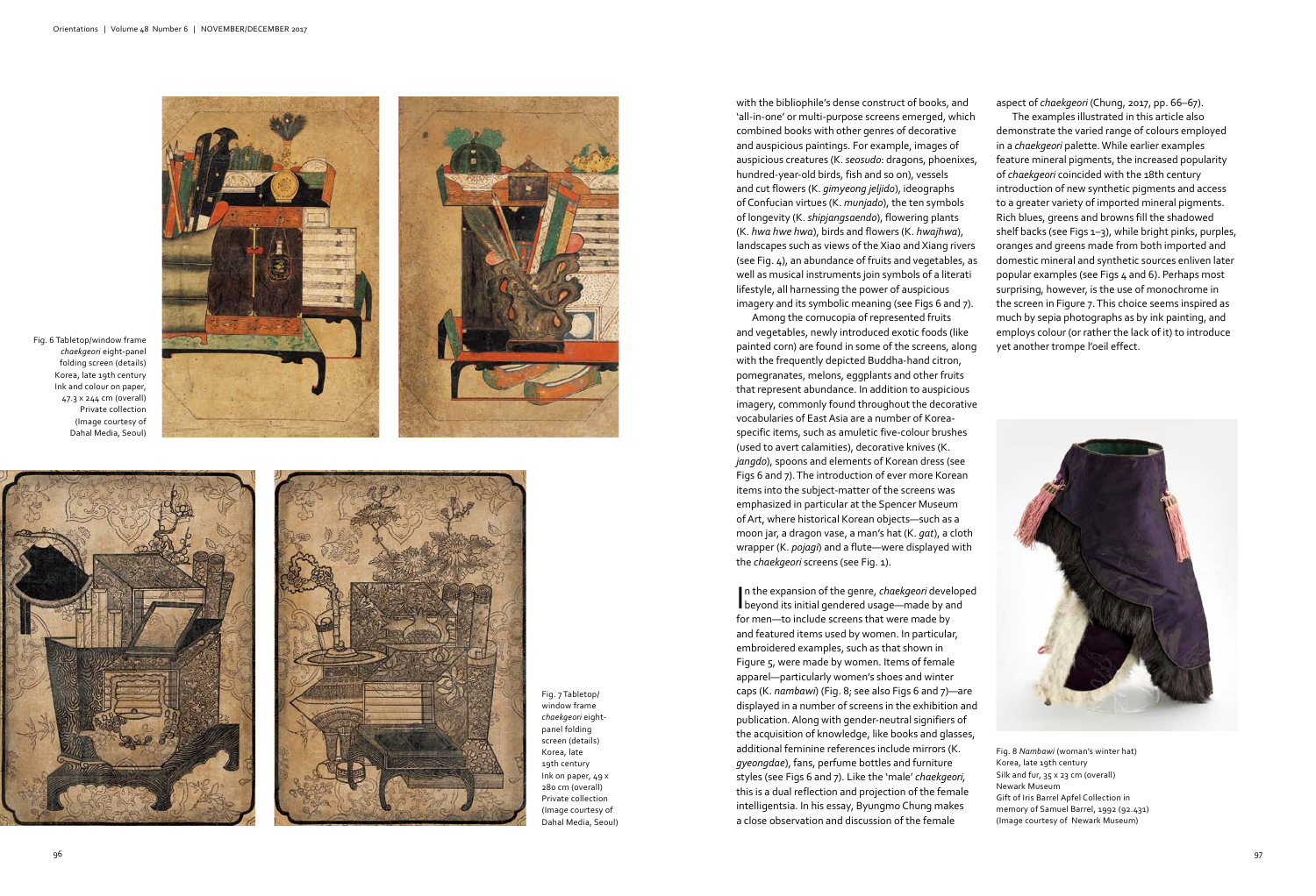Fig. 6 Tabletop/window frame *chaekgeori* eight-panel folding screen (details)
Korea, late 19th century
Ink and colour on paper, 47.3 x 244 cm (overall)
Private collection
(Image courtesy of Dahal Media, Seoul)

Fig. 7 Tabletop/window frame *chaekgeori* eight-panel folding screen (details)
Korea, late 19th century
Ink on paper, 49 x 280 cm (overall)
Private collection
(Image courtesy of Dahal Media, Seoul)

with the bibliophile's dense construct of books, and 'all-in-one' or multi-purpose screens emerged, which combined books with other genres of decorative and auspicious paintings. For example, images of auspicious creatures (K. *seosudo*: dragons, phoenixes, hundred-year-old birds, fish and so on), vessels and cut flowers (K. *gimyeong jeljido*), ideographs of Confucian virtues (K. *munjado*), the ten symbols of longevity (K. *shipjangsaendo*), flowering plants (K. *hwa hwe hwa*), birds and flowers (K. *hwajhwa*), landscapes such as views of the Xiao and Xiang rivers (see Fig. 4), an abundance of fruits and vegetables, as well as musical instruments join symbols of a literati lifestyle, all harnessing the power of auspicious imagery and its symbolic meaning (see Figs 6 and 7).

Among the cornucopia of represented fruits and vegetables, newly introduced exotic foods (like painted corn) are found in some of the screens, along with the frequently depicted Buddha-hand citron, pomegranates, melons, eggplants and other fruits that represent abundance. In addition to auspicious imagery, commonly found throughout the decorative vocabularies of East Asia are a number of Korea-specific items, such as amuletic five-colour brushes (used to avert calamities), decorative knives (K. *jangdo*), spoons and elements of Korean dress (see Figs 6 and 7). The introduction of ever more Korean items into the subject-matter of the screens was emphasized in particular at the Spencer Museum of Art, where historical Korean objects—such as a moon jar, a dragon vase, a man's hat (K. *gat*), a cloth wrapper (K. *pojagi*) and a flute—were displayed with the *chaekgeori* screens (see Fig. 1).

In the expansion of the genre, *chaekgeori* developed beyond its initial gendered usage—made by and for men—to include screens that were made by and featured items used by women. In particular, embroidered examples, such as that shown in Figure 5, were made by women. Items of female apparel—particularly women's shoes and winter caps (K. *nambawi*) (Fig. 8; see also Figs 6 and 7)—are displayed in a number of screens in the exhibition and publication. Along with gender-neutral signifiers of the acquisition of knowledge, like books and glasses, additional feminine references include mirrors (K. *gyeongdae*), fans, perfume bottles and furniture styles (see Figs 6 and 7). Like the 'male' *chaekgeori*, this is a dual reflection and projection of the female intelligentsia. In his essay, Byungmo Chung makes a close observation and discussion of the female aspect of *chaekgeori* (Chung, 2017, pp. 66–67).

The examples illustrated in this article also demonstrate the varied range of colours employed in a *chaekgeori* palette. While earlier examples feature mineral pigments, the increased popularity of *chaekgeori* coincided with the 18th century introduction of new synthetic pigments and access to a greater variety of imported mineral pigments. Rich blues, greens and browns fill the shadowed shelf backs (see Figs 1–3), while bright pinks, purples, oranges and greens made from both imported and domestic mineral and synthetic sources enliven later popular examples (see Figs 4 and 6). Perhaps most surprising, however, is the use of monochrome in the screen in Figure 7. This choice seems inspired as much by sepia photographs as by ink painting, and employs colour (or rather the lack of it) to introduce yet another trompe l'oeil effect.

Fig. 8 *Nambawi* (woman's winter hat)
Korea, late 19th century
Silk and fur, 35 x 23 cm (overall)
Newark Museum
Gift of Iris Barrel Apfel Collection in memory of Samuel Barrel, 1992 (92.431)
(Image courtesy of Newark Museum)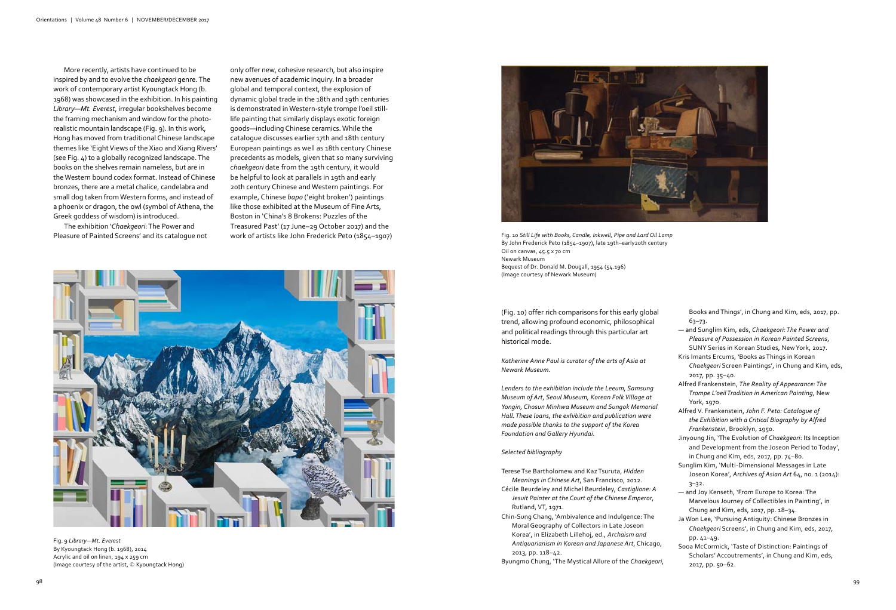More recently, artists have continued to be inspired by and to evolve the *chaekgeori* genre. The work of contemporary artist Kyoungtack Hong (b. 1968) was showcased in the exhibition. In his painting *Library—Mt. Everest*, irregular bookshelves become the framing mechanism and window for the photo-realistic mountain landscape (Fig. 9). In this work, Hong has moved from traditional Chinese landscape themes like 'Eight Views of the Xiao and Xiang Rivers' (see Fig. 4) to a globally recognized landscape. The books on the shelves remain nameless, but are in the Western bound codex format. Instead of Chinese bronzes, there are a metal chalice, candelabra and small dog taken from Western forms, and instead of a phoenix or dragon, the owl (symbol of Athena, the Greek goddess of wisdom) is introduced.

The exhibition '*Chaekgeori*: The Power and Pleasure of Painted Screens' and its catalogue not only offer new, cohesive research, but also inspire new avenues of academic inquiry. In a broader global and temporal context, the explosion of dynamic global trade in the 18th and 19th centuries is demonstrated in Western-style trompe l'oeil still-life painting that similarly displays exotic foreign goods—including Chinese ceramics. While the catalogue discusses earlier 17th and 18th century European paintings as well as 18th century Chinese precedents as models, given that so many surviving *chaekgeori* date from the 19th century, it would be helpful to look at parallels in 19th and early 20th century Chinese and Western paintings. For example, Chinese *bapo* ('eight broken') paintings like those exhibited at the Museum of Fine Arts, Boston in 'China's 8 Brokens: Puzzles of the Treasured Past' (17 June–29 October 2017) and the work of artists like John Frederick Peto (1854–1907) (Fig. 10) offer rich comparisons for this early global trend, allowing profound economic, philosophical and political readings through this particular art historical mode.

Fig. 9 *Library—Mt. Everest*
By Kyoungtack Hong (b. 1968), 2014
Acrylic and oil on linen, 194 x 259 cm
(Image courtesy of the artist, © Kyoungtack Hong)

Fig. 10 *Still Life with Books, Candle, Inkwell, Pipe and Lard Oil Lamp*
By John Frederick Peto (1854–1907), late 19th–early 20th century
Oil on canvas, 45.5 x 70 cm
Newark Museum
Bequest of Dr. Donald M. Dougall, 1954 (54.196)
(Image courtesy of Newark Museum)

*Katherine Anne Paul is curator of the arts of Asia at Newark Museum.*

*Lenders to the exhibition include the Leeum, Samsung Museum of Art, Seoul Museum, Korean Folk Village at Yongin, Chosun Minhwa Museum and Sungok Memorial Hall. These loans, the exhibition and publication were made possible thanks to the support of the Korea Foundation and Gallery Hyundai.*

*Selected bibliography*

Terese Tse Bartholomew and Kaz Tsuruta, *Hidden Meanings in Chinese Art*, San Francisco, 2012.

Cécile Beurdeley and Michel Beurdeley, *Castiglione: A Jesuit Painter at the Court of the Chinese Emperor*, Rutland, VT, 1971.

Chin-Sung Chang, 'Ambivalence and Indulgence: The Moral Geography of Collectors in Late Joseon Korea', in Elizabeth Lillehoj, ed., *Archaism and Antiquarianism in Korean and Japanese Art*, Chicago, 2013, pp. 118–42.

Byungmo Chung, 'The Mystical Allure of the *Chaekgeori*, Books and Things', in Chung and Kim, eds, 2017, pp. 63–73.

— and Sunglim Kim, eds, *Chaekgeori: The Power and Pleasure of Possession in Korean Painted Screens*, SUNY Series in Korean Studies, New York, 2017.

Kris Imants Ercums, 'Books as Things in Korean *Chaekgeori* Screen Paintings', in Chung and Kim, eds, 2017, pp. 35–40.

Alfred Frankenstein, *The Reality of Appearance: The Trompe L'oeil Tradition in American Painting*, New York, 1970.

Alfred V. Frankenstein, *John F. Peto: Catalogue of the Exhibition with a Critical Biography by Alfred Frankenstein*, Brooklyn, 1950.

Jinyoung Jin, 'The Evolution of *Chaekgeori*: Its Inception and Development from the Joseon Period to Today', in Chung and Kim, eds, 2017, pp. 74–80.

Sunglim Kim, 'Multi-Dimensional Messages in Late Joseon Korea', *Archives of Asian Art* 64, no. 1 (2014): 3–32.

— and Joy Kenseth, 'From Europe to Korea: The Marvelous Journey of Collectibles in Painting', in Chung and Kim, eds, 2017, pp. 18–34.

Ja Won Lee, 'Pursuing Antiquity: Chinese Bronzes in *Chaekgeori* Screens', in Chung and Kim, eds, 2017, pp. 41–49.

Sooa McCormick, 'Taste of Distinction: Paintings of Scholars' Accoutrements', in Chung and Kim, eds, 2017, pp. 50–62.